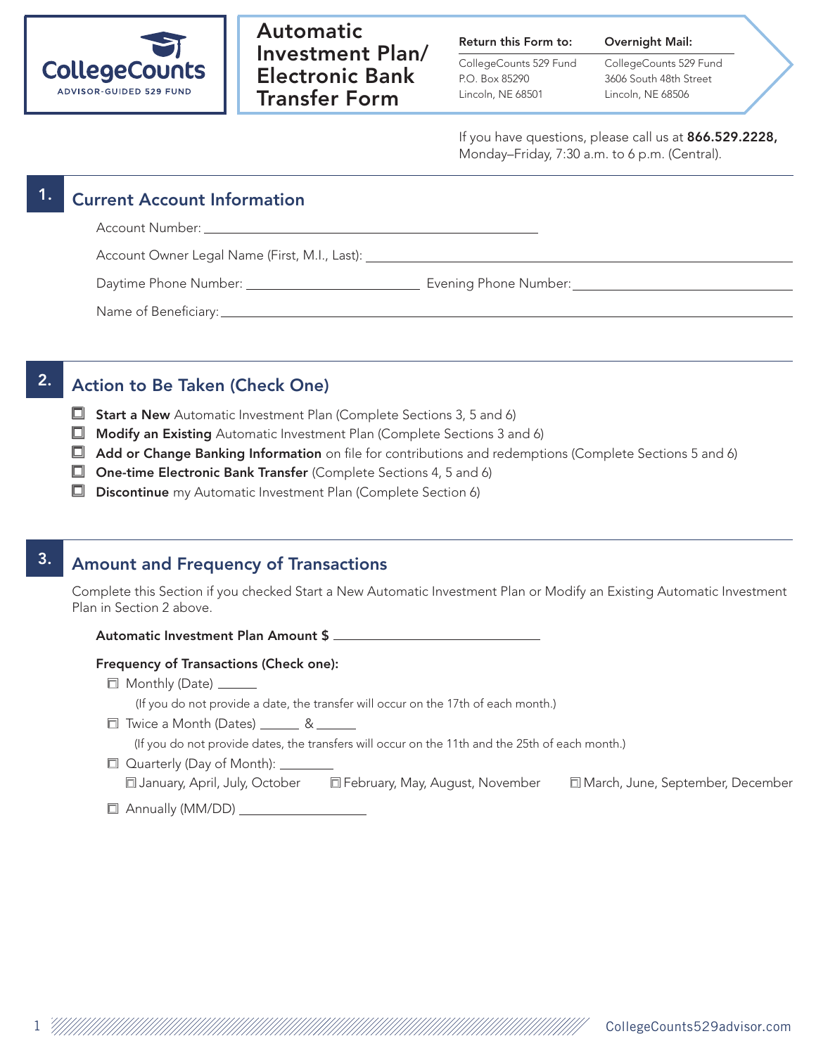CollegeCounts
ADVISOR-GUIDED 529 FUND

# Automatic Investment Plan/ Electronic Bank Transfer Form

**Return this Form to:**
CollegeCounts 529 Fund
P.O. Box 85290
Lincoln, NE 68501

**Overnight Mail:**
CollegeCounts 529 Fund
3606 South 48th Street
Lincoln, NE 68506

If you have questions, please call us at **866.529.2228,** Monday–Friday, 7:30 a.m. to 6 p.m. (Central).

## 1. Current Account Information

Account Number: ____________________

Account Owner Legal Name (First, M.I., Last): ____________________

Daytime Phone Number: ____________________ Evening Phone Number: ____________________

Name of Beneficiary: ____________________

## 2. Action to Be Taken (Check One)

- ☐ **Start a New** Automatic Investment Plan (Complete Sections 3, 5 and 6)
- ☐ **Modify an Existing** Automatic Investment Plan (Complete Sections 3 and 6)
- ☐ **Add or Change Banking Information** on file for contributions and redemptions (Complete Sections 5 and 6)
- ☐ **One-time Electronic Bank Transfer** (Complete Sections 4, 5 and 6)
- ☐ **Discontinue** my Automatic Investment Plan (Complete Section 6)

## 3. Amount and Frequency of Transactions

Complete this Section if you checked Start a New Automatic Investment Plan or Modify an Existing Automatic Investment Plan in Section 2 above.

**Automatic Investment Plan Amount $** ____________________

**Frequency of Transactions (Check one):**

- ☐ Monthly (Date) ______
  (If you do not provide a date, the transfer will occur on the 17th of each month.)
- ☐ Twice a Month (Dates) ______ & ______
  (If you do not provide dates, the transfers will occur on the 11th and the 25th of each month.)
- ☐ Quarterly (Day of Month): ________
  ☐ January, April, July, October ☐ February, May, August, November ☐ March, June, September, December
- ☐ Annually (MM/DD) ____________________

CollegeCounts529advisor.com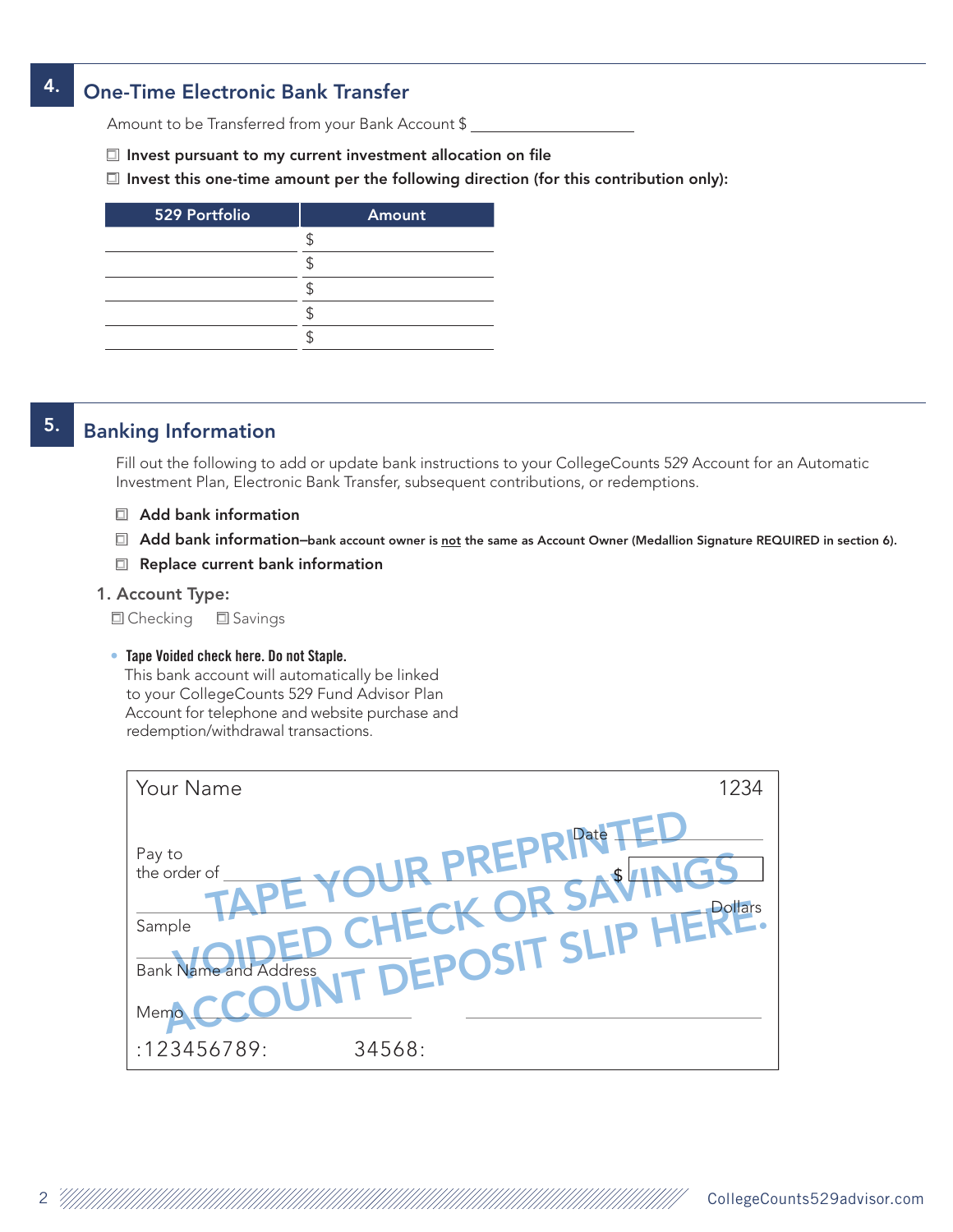## 4. One-Time Electronic Bank Transfer

Amount to be Transferred from your Bank Account $ ____________________

☐ **Invest pursuant to my current investment allocation on file**

☐ **Invest this one-time amount per the following direction (for this contribution only):**

| 529 Portfolio | Amount |
|---|---|
| | $ |
| | $ |
| | $ |
| | $ |
| | $ |

## 5. Banking Information

Fill out the following to add or update bank instructions to your CollegeCounts 529 Account for an Automatic Investment Plan, Electronic Bank Transfer, subsequent contributions, or redemptions.

☐ **Add bank information**

☐ **Add bank information–bank account owner is not the same as Account Owner (Medallion Signature REQUIRED in section 6).**

☐ **Replace current bank information**

### 1. Account Type:

☐ Checking ☐ Savings

- **Tape Voided check here. Do not Staple.**
  This bank account will automatically be linked to your CollegeCounts 529 Fund Advisor Plan Account for telephone and website purchase and redemption/withdrawal transactions.

Your Name 1234

Date ____________

Pay to the order of ______________________ $ [ ]

______________________ Dollars

Sample

Bank Name and Address

Memo ______________________ ______________________

:123456789: 34568:

TAPE YOUR PREPRINTED VOIDED CHECK OR SAVINGS ACCOUNT DEPOSIT SLIP HERE.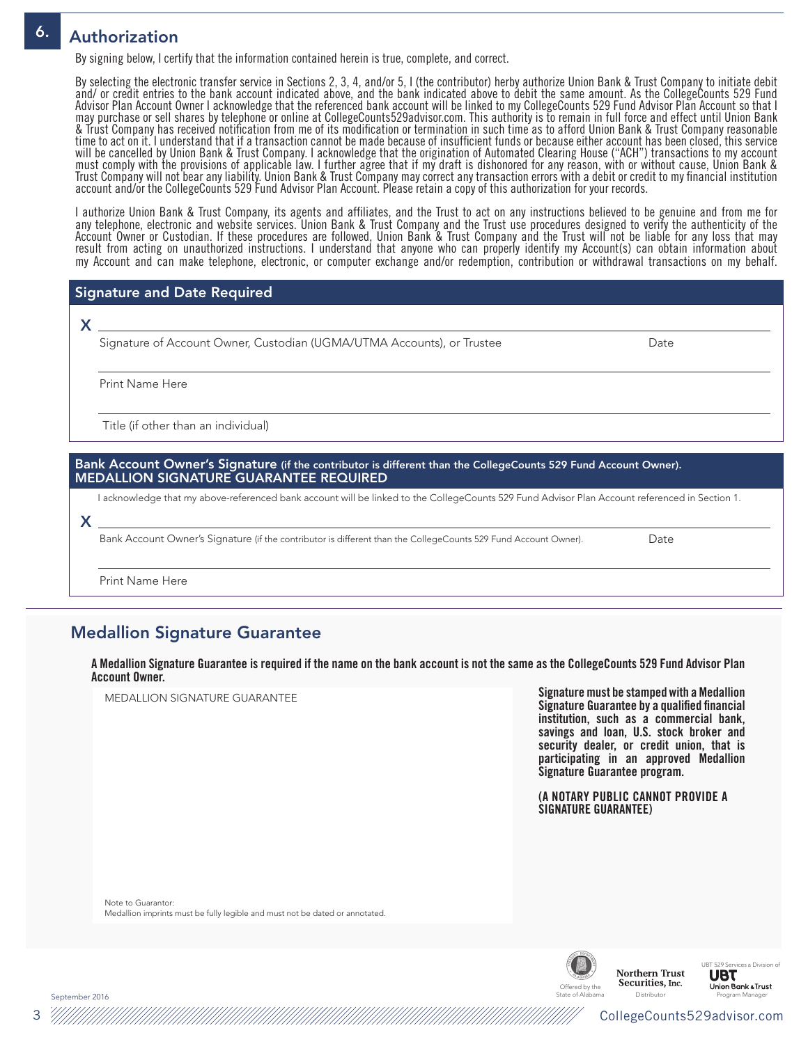## 6. Authorization

By signing below, I certify that the information contained herein is true, complete, and correct.

By selecting the electronic transfer service in Sections 2, 3, 4, and/or 5, I (the contributor) herby authorize Union Bank & Trust Company to initiate debit and/ or credit entries to the bank account indicated above, and the bank indicated above to debit the same amount. As the CollegeCounts 529 Fund Advisor Plan Account Owner I acknowledge that the referenced bank account will be linked to my CollegeCounts 529 Fund Advisor Plan Account so that I may purchase or sell shares by telephone or online at CollegeCounts529advisor.com. This authority is to remain in full force and effect until Union Bank & Trust Company has received notification from me of its modification or termination in such time as to afford Union Bank & Trust Company reasonable time to act on it. I understand that if a transaction cannot be made because of insufficient funds or because either account has been closed, this service will be cancelled by Union Bank & Trust Company. I acknowledge that the origination of Automated Clearing House ("ACH") transactions to my account must comply with the provisions of applicable law. I further agree that if my draft is dishonored for any reason, with or without cause, Union Bank & Trust Company will not bear any liability. Union Bank & Trust Company may correct any transaction errors with a debit or credit to my financial institution account and/or the CollegeCounts 529 Fund Advisor Plan Account. Please retain a copy of this authorization for your records.

I authorize Union Bank & Trust Company, its agents and affiliates, and the Trust to act on any instructions believed to be genuine and from me for any telephone, electronic and website services. Union Bank & Trust Company and the Trust use procedures designed to verify the authenticity of the Account Owner or Custodian. If these procedures are followed, Union Bank & Trust Company and the Trust will not be liable for any loss that may result from acting on unauthorized instructions. I understand that anyone who can properly identify my Account(s) can obtain information about my Account and can make telephone, electronic, or computer exchange and/or redemption, contribution or withdrawal transactions on my behalf.

### Signature and Date Required

X ______________________________________________

Signature of Account Owner, Custodian (UGMA/UTMA Accounts), or Trustee    Date

______________________________________________

Print Name Here

______________________________________________

Title (if other than an individual)

### Bank Account Owner's Signature (if the contributor is different than the CollegeCounts 529 Fund Account Owner). MEDALLION SIGNATURE GUARANTEE REQUIRED

I acknowledge that my above-referenced bank account will be linked to the CollegeCounts 529 Fund Advisor Plan Account referenced in Section 1.

X ______________________________________________

Bank Account Owner's Signature (if the contributor is different than the CollegeCounts 529 Fund Account Owner).    Date

______________________________________________

Print Name Here

## Medallion Signature Guarantee

**A Medallion Signature Guarantee is required if the name on the bank account is not the same as the CollegeCounts 529 Fund Advisor Plan Account Owner.**

MEDALLION SIGNATURE GUARANTEE

Note to Guarantor:
Medallion imprints must be fully legible and must not be dated or annotated.

**Signature must be stamped with a Medallion Signature Guarantee by a qualified financial institution, such as a commercial bank, savings and loan, U.S. stock broker and security dealer, or credit union, that is participating in an approved Medallion Signature Guarantee program.**

**(A NOTARY PUBLIC CANNOT PROVIDE A SIGNATURE GUARANTEE)**

Offered by the State of Alabama

Northern Trust Securities, Inc.
Distributor

UBT 529 Services a Division of UBT Union Bank & Trust
Program Manager

September 2016

CollegeCounts529advisor.com